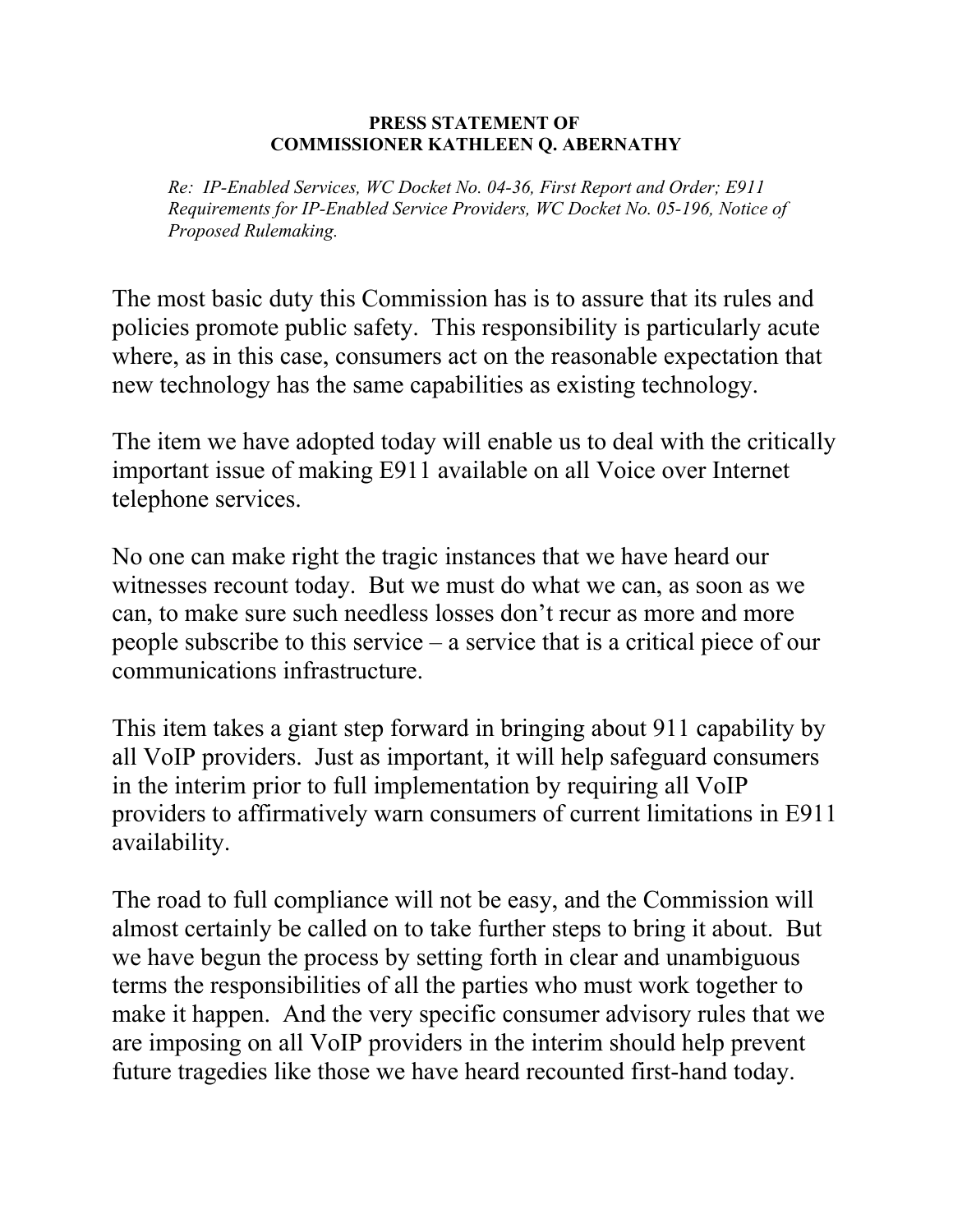**PRESS STATEMENT OF**
**COMMISSIONER KATHLEEN Q. ABERNATHY**

*Re: IP-Enabled Services, WC Docket No. 04-36, First Report and Order; E911 Requirements for IP-Enabled Service Providers, WC Docket No. 05-196, Notice of Proposed Rulemaking.*

The most basic duty this Commission has is to assure that its rules and policies promote public safety. This responsibility is particularly acute where, as in this case, consumers act on the reasonable expectation that new technology has the same capabilities as existing technology.

The item we have adopted today will enable us to deal with the critically important issue of making E911 available on all Voice over Internet telephone services.

No one can make right the tragic instances that we have heard our witnesses recount today. But we must do what we can, as soon as we can, to make sure such needless losses don't recur as more and more people subscribe to this service – a service that is a critical piece of our communications infrastructure.

This item takes a giant step forward in bringing about 911 capability by all VoIP providers. Just as important, it will help safeguard consumers in the interim prior to full implementation by requiring all VoIP providers to affirmatively warn consumers of current limitations in E911 availability.

The road to full compliance will not be easy, and the Commission will almost certainly be called on to take further steps to bring it about. But we have begun the process by setting forth in clear and unambiguous terms the responsibilities of all the parties who must work together to make it happen. And the very specific consumer advisory rules that we are imposing on all VoIP providers in the interim should help prevent future tragedies like those we have heard recounted first-hand today.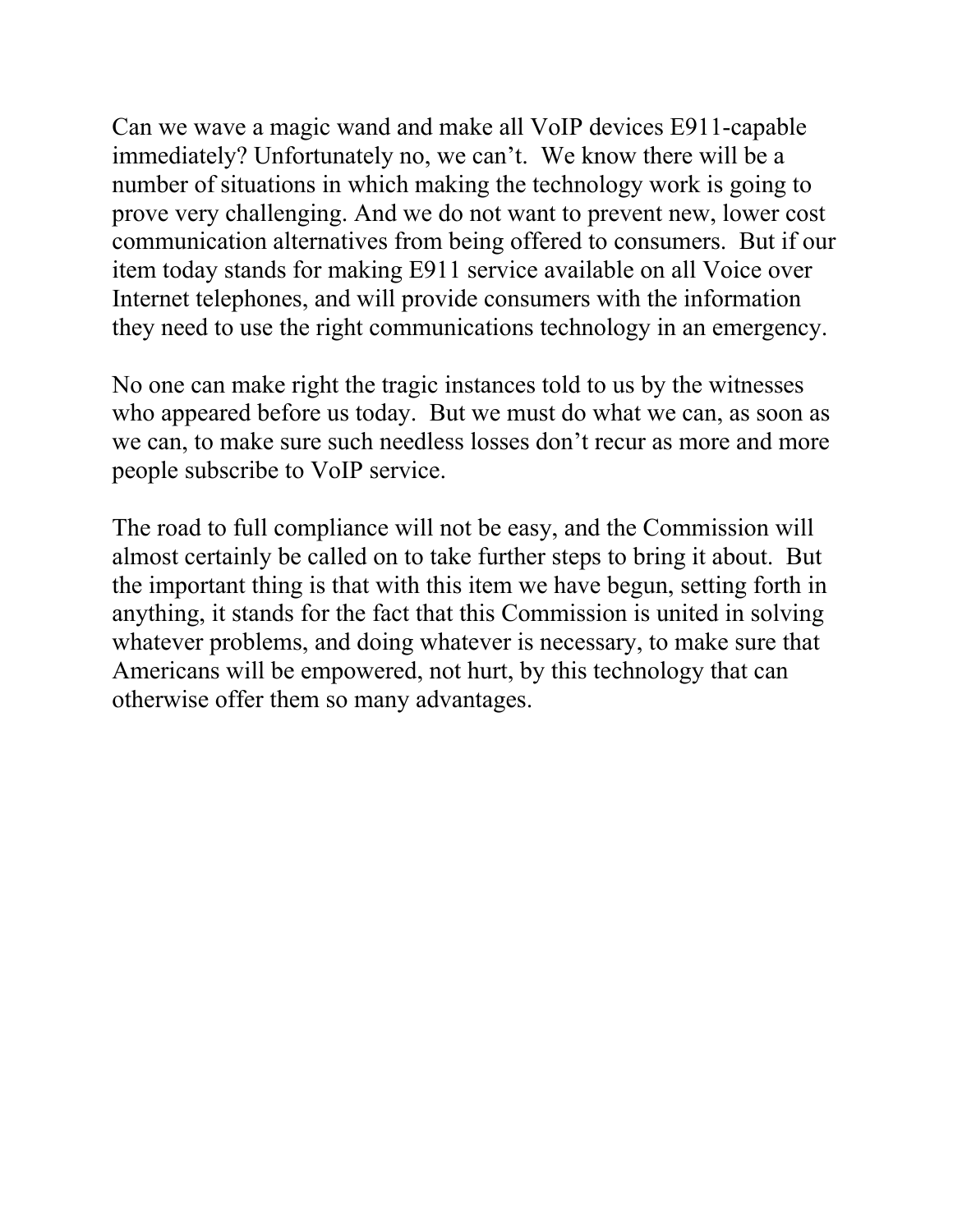Can we wave a magic wand and make all VoIP devices E911-capable immediately? Unfortunately no, we can't. We know there will be a number of situations in which making the technology work is going to prove very challenging. And we do not want to prevent new, lower cost communication alternatives from being offered to consumers. But if our item today stands for making E911 service available on all Voice over Internet telephones, and will provide consumers with the information they need to use the right communications technology in an emergency.

No one can make right the tragic instances told to us by the witnesses who appeared before us today. But we must do what we can, as soon as we can, to make sure such needless losses don't recur as more and more people subscribe to VoIP service.

The road to full compliance will not be easy, and the Commission will almost certainly be called on to take further steps to bring it about. But the important thing is that with this item we have begun, setting forth in anything, it stands for the fact that this Commission is united in solving whatever problems, and doing whatever is necessary, to make sure that Americans will be empowered, not hurt, by this technology that can otherwise offer them so many advantages.